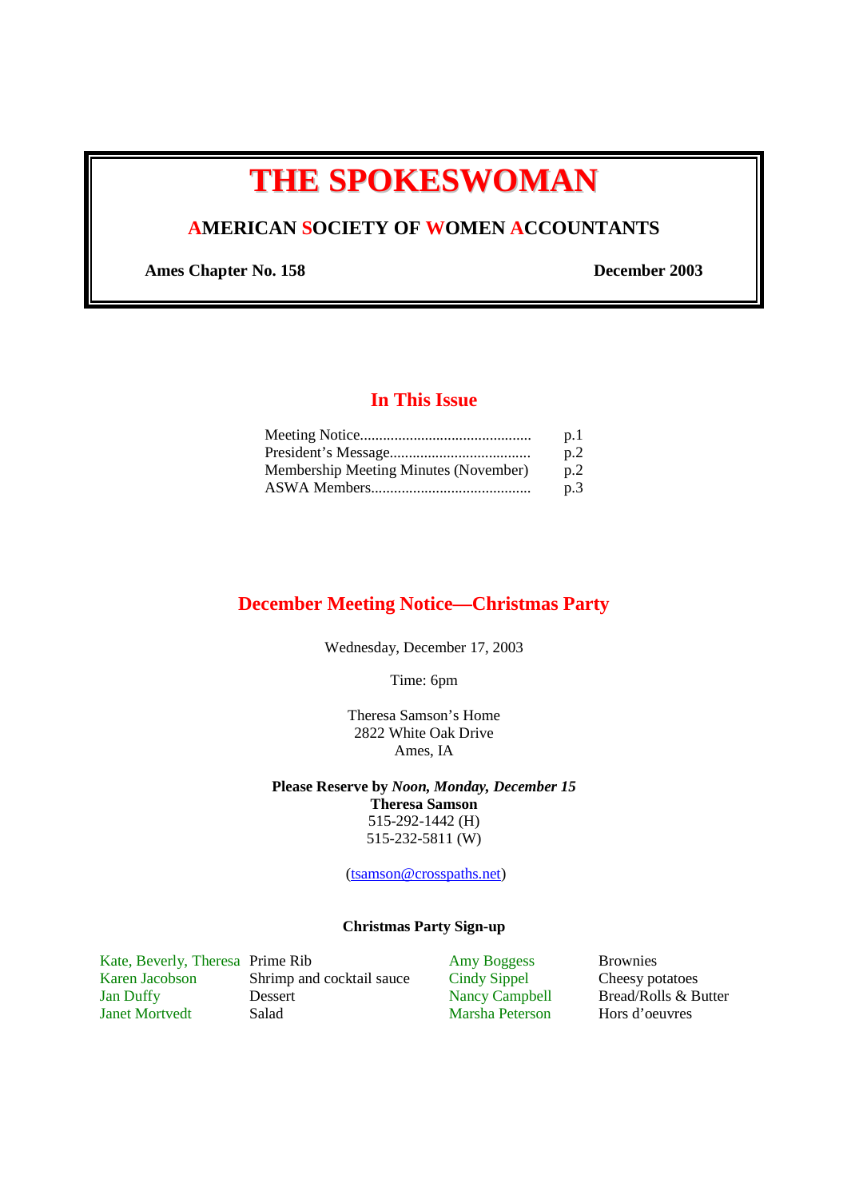# THE SPOKESWOMAN

## AMERICAN SOCIETY OF WOMEN ACCOUNTANTS

**Ames Chapter No. 158** **December 2003**

## In This Issue

| | |
|---|---|
| Meeting Notice............................................ | p.1 |
| President's Message.................................... | p.2 |
| Membership Meeting Minutes (November) | p.2 |
| ASWA Members......................................... | p.3 |

## December Meeting Notice—Christmas Party

Wednesday, December 17, 2003

Time: 6pm

Theresa Samson's Home
2822 White Oak Drive
Ames, IA

**Please Reserve by *Noon, Monday, December 15***
**Theresa Samson**
515-292-1442 (H)
515-232-5811 (W)

(tsamson@crosspaths.net)

**Christmas Party Sign-up**

| | | | |
|---|---|---|---|
| Kate, Beverly, Theresa | Prime Rib | Amy Boggess | Brownies |
| Karen Jacobson | Shrimp and cocktail sauce | Cindy Sippel | Cheesy potatoes |
| Jan Duffy | Dessert | Nancy Campbell | Bread/Rolls & Butter |
| Janet Mortvedt | Salad | Marsha Peterson | Hors d'oeuvres |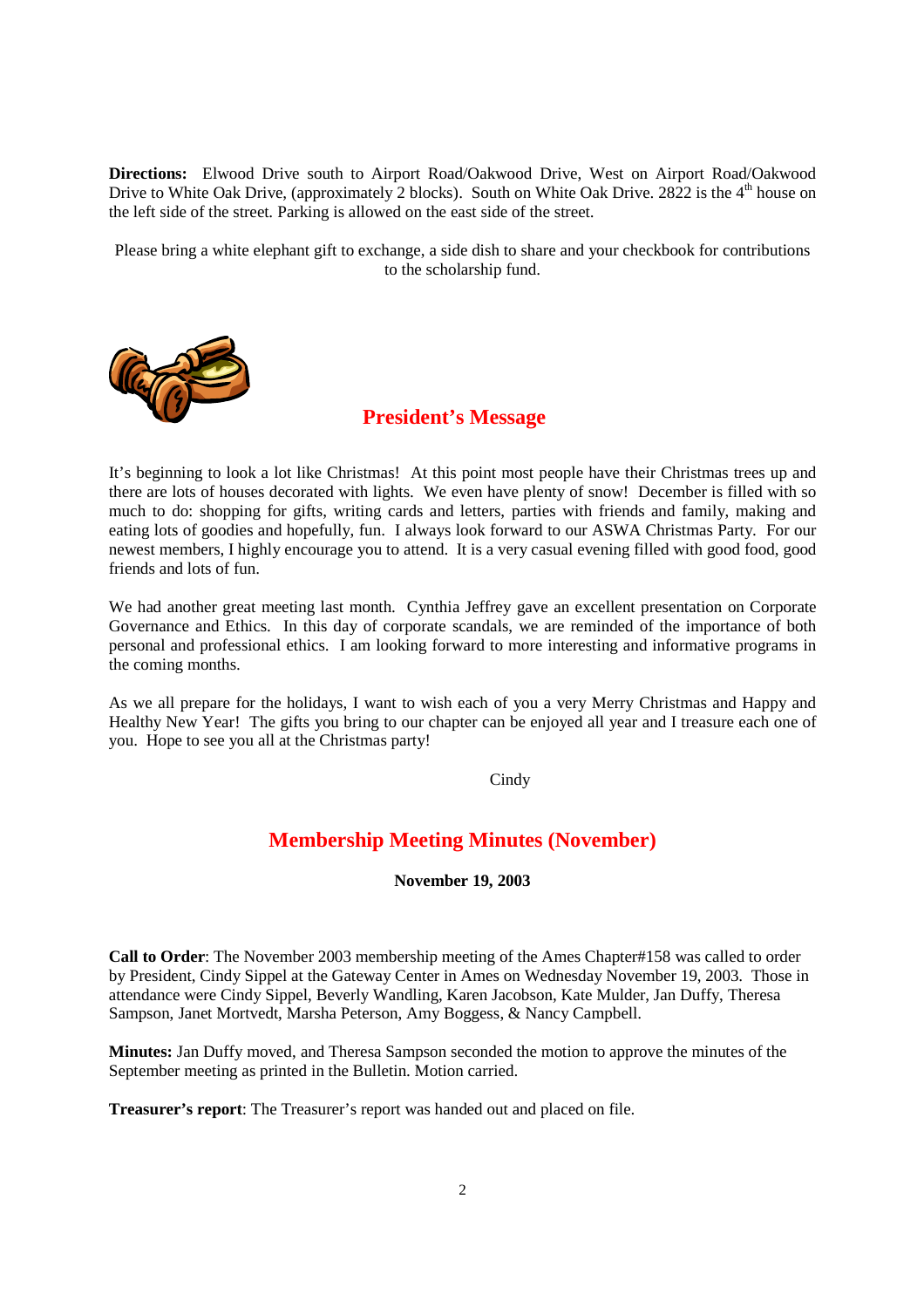**Directions:** Elwood Drive south to Airport Road/Oakwood Drive, West on Airport Road/Oakwood Drive to White Oak Drive, (approximately 2 blocks). South on White Oak Drive. 2822 is the 4th house on the left side of the street. Parking is allowed on the east side of the street.

Please bring a white elephant gift to exchange, a side dish to share and your checkbook for contributions to the scholarship fund.

## President's Message

It's beginning to look a lot like Christmas! At this point most people have their Christmas trees up and there are lots of houses decorated with lights. We even have plenty of snow! December is filled with so much to do: shopping for gifts, writing cards and letters, parties with friends and family, making and eating lots of goodies and hopefully, fun. I always look forward to our ASWA Christmas Party. For our newest members, I highly encourage you to attend. It is a very casual evening filled with good food, good friends and lots of fun.

We had another great meeting last month. Cynthia Jeffrey gave an excellent presentation on Corporate Governance and Ethics. In this day of corporate scandals, we are reminded of the importance of both personal and professional ethics. I am looking forward to more interesting and informative programs in the coming months.

As we all prepare for the holidays, I want to wish each of you a very Merry Christmas and Happy and Healthy New Year! The gifts you bring to our chapter can be enjoyed all year and I treasure each one of you. Hope to see you all at the Christmas party!

Cindy

## Membership Meeting Minutes (November)

**November 19, 2003**

**Call to Order**: The November 2003 membership meeting of the Ames Chapter#158 was called to order by President, Cindy Sippel at the Gateway Center in Ames on Wednesday November 19, 2003. Those in attendance were Cindy Sippel, Beverly Wandling, Karen Jacobson, Kate Mulder, Jan Duffy, Theresa Sampson, Janet Mortvedt, Marsha Peterson, Amy Boggess, & Nancy Campbell.

**Minutes:** Jan Duffy moved, and Theresa Sampson seconded the motion to approve the minutes of the September meeting as printed in the Bulletin. Motion carried.

**Treasurer's report**: The Treasurer's report was handed out and placed on file.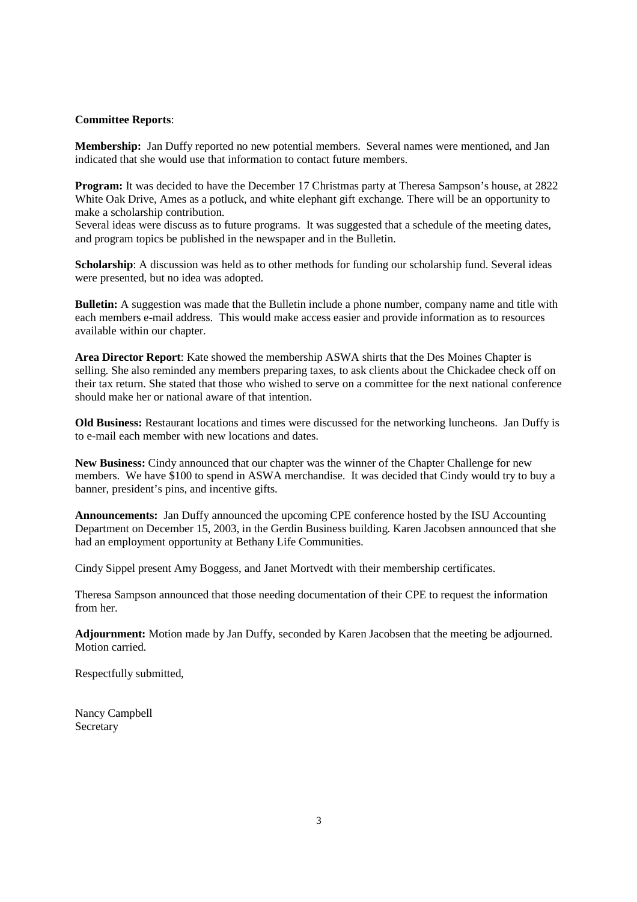**Committee Reports**:

**Membership:** Jan Duffy reported no new potential members. Several names were mentioned, and Jan indicated that she would use that information to contact future members.

**Program:** It was decided to have the December 17 Christmas party at Theresa Sampson's house, at 2822 White Oak Drive, Ames as a potluck, and white elephant gift exchange. There will be an opportunity to make a scholarship contribution.
Several ideas were discuss as to future programs. It was suggested that a schedule of the meeting dates, and program topics be published in the newspaper and in the Bulletin.

**Scholarship**: A discussion was held as to other methods for funding our scholarship fund. Several ideas were presented, but no idea was adopted.

**Bulletin:** A suggestion was made that the Bulletin include a phone number, company name and title with each members e-mail address. This would make access easier and provide information as to resources available within our chapter.

**Area Director Report**: Kate showed the membership ASWA shirts that the Des Moines Chapter is selling. She also reminded any members preparing taxes, to ask clients about the Chickadee check off on their tax return. She stated that those who wished to serve on a committee for the next national conference should make her or national aware of that intention.

**Old Business:** Restaurant locations and times were discussed for the networking luncheons. Jan Duffy is to e-mail each member with new locations and dates.

**New Business:** Cindy announced that our chapter was the winner of the Chapter Challenge for new members. We have $100 to spend in ASWA merchandise. It was decided that Cindy would try to buy a banner, president's pins, and incentive gifts.

**Announcements:** Jan Duffy announced the upcoming CPE conference hosted by the ISU Accounting Department on December 15, 2003, in the Gerdin Business building. Karen Jacobsen announced that she had an employment opportunity at Bethany Life Communities.

Cindy Sippel present Amy Boggess, and Janet Mortvedt with their membership certificates.

Theresa Sampson announced that those needing documentation of their CPE to request the information from her.

**Adjournment:** Motion made by Jan Duffy, seconded by Karen Jacobsen that the meeting be adjourned. Motion carried.

Respectfully submitted,

Nancy Campbell
Secretary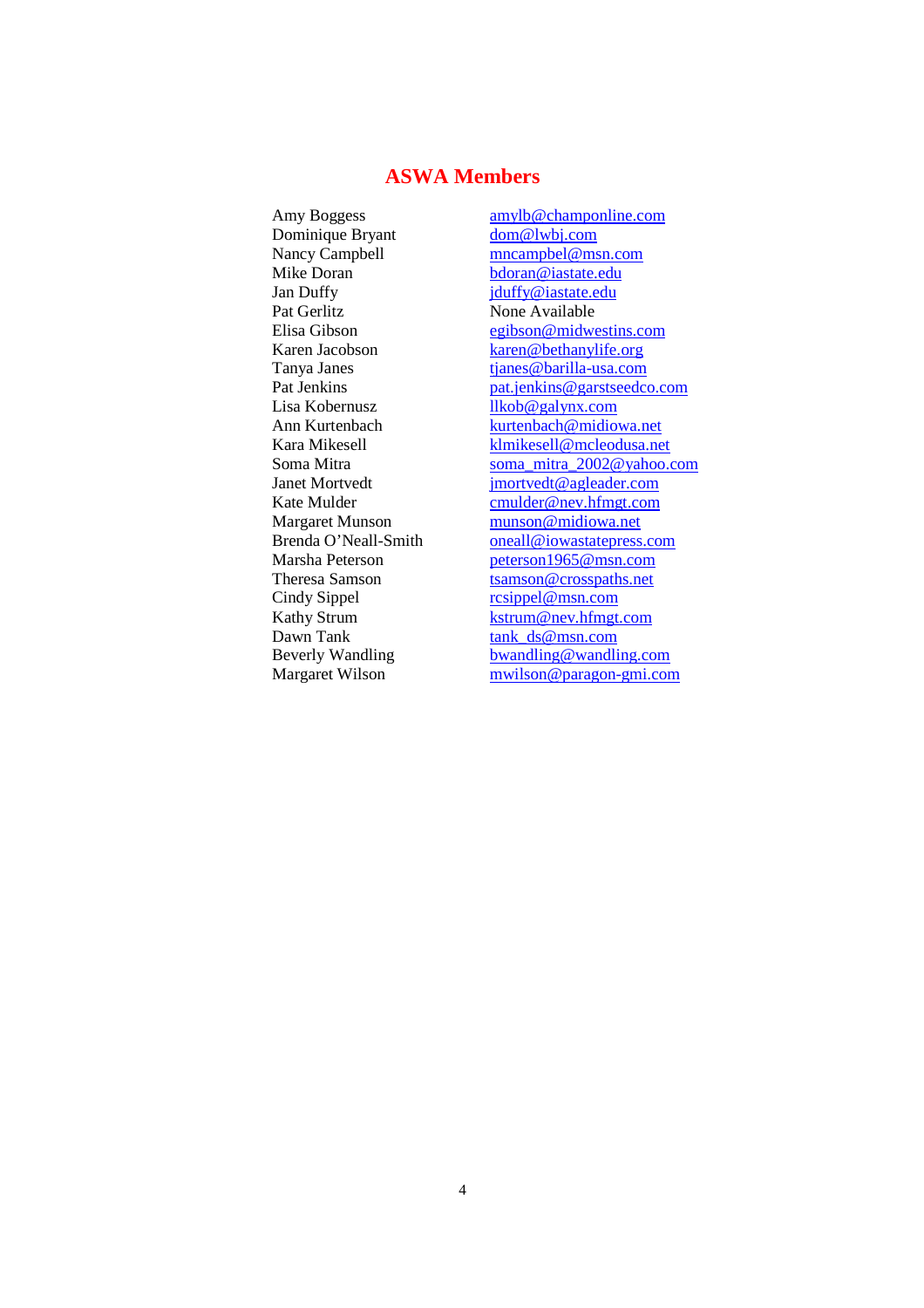# ASWA Members

| | |
|---|---|
| Amy Boggess | amylb@champonline.com |
| Dominique Bryant | dom@lwbj.com |
| Nancy Campbell | mncampbel@msn.com |
| Mike Doran | bdoran@iastate.edu |
| Jan Duffy | jduffy@iastate.edu |
| Pat Gerlitz | None Available |
| Elisa Gibson | egibson@midwestins.com |
| Karen Jacobson | karen@bethanylife.org |
| Tanya Janes | tjanes@barilla-usa.com |
| Pat Jenkins | pat.jenkins@garstseedco.com |
| Lisa Kobernusz | llkob@galynx.com |
| Ann Kurtenbach | kurtenbach@midiowa.net |
| Kara Mikesell | klmikesell@mcleodusa.net |
| Soma Mitra | soma_mitra_2002@yahoo.com |
| Janet Mortvedt | jmortvedt@agleader.com |
| Kate Mulder | cmulder@nev.hfmgt.com |
| Margaret Munson | munson@midiowa.net |
| Brenda O'Neall-Smith | oneall@iowastatepress.com |
| Marsha Peterson | peterson1965@msn.com |
| Theresa Samson | tsamson@crosspaths.net |
| Cindy Sippel | rcsippel@msn.com |
| Kathy Strum | kstrum@nev.hfmgt.com |
| Dawn Tank | tank_ds@msn.com |
| Beverly Wandling | bwandling@wandling.com |
| Margaret Wilson | mwilson@paragon-gmi.com |